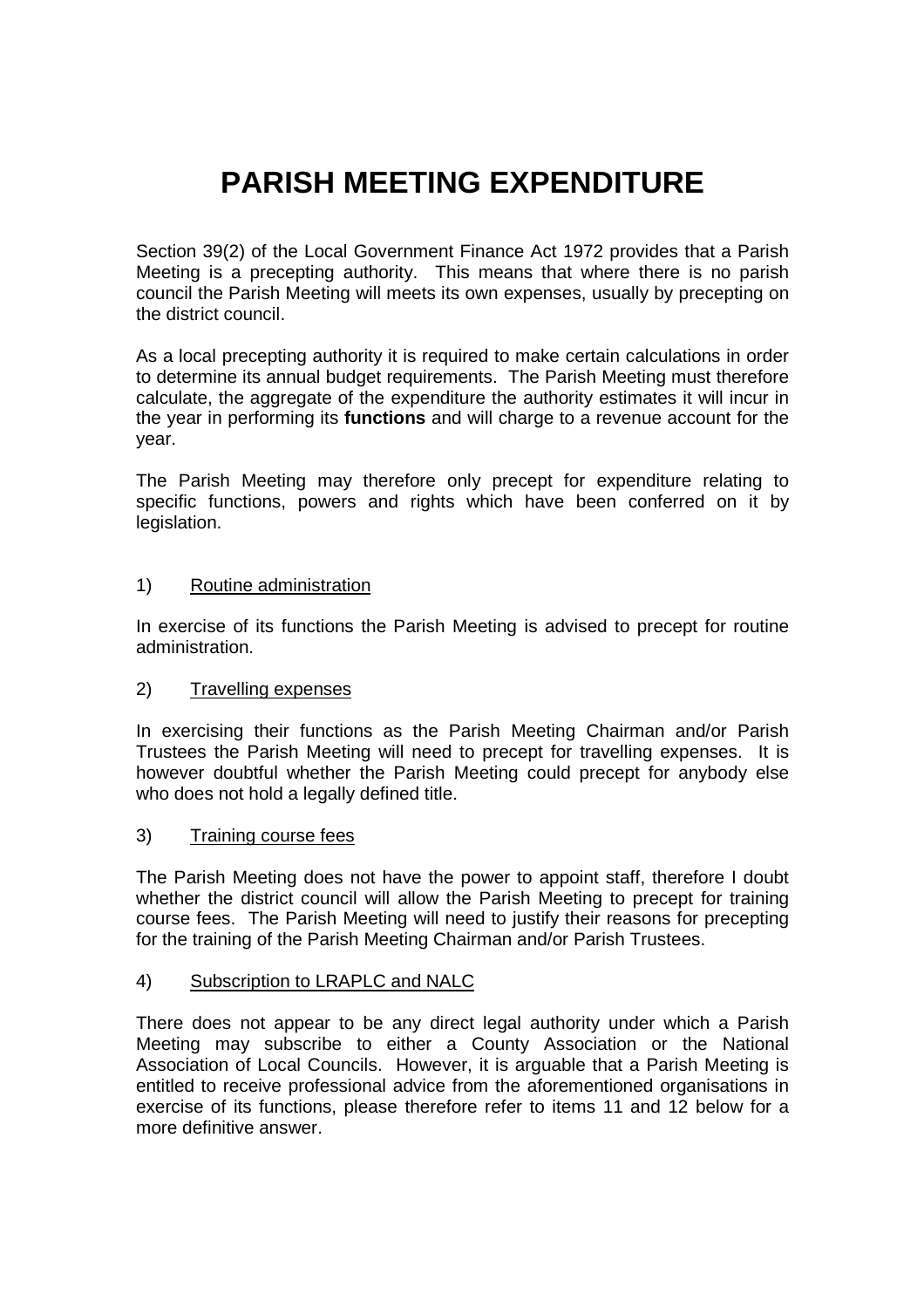# PARISH MEETING EXPENDITURE

Section 39(2) of the Local Government Finance Act 1972 provides that a Parish Meeting is a precepting authority. This means that where there is no parish council the Parish Meeting will meets its own expenses, usually by precepting on the district council.

As a local precepting authority it is required to make certain calculations in order to determine its annual budget requirements. The Parish Meeting must therefore calculate, the aggregate of the expenditure the authority estimates it will incur in the year in performing its **functions** and will charge to a revenue account for the year.

The Parish Meeting may therefore only precept for expenditure relating to specific functions, powers and rights which have been conferred on it by legislation.

1) Routine administration

In exercise of its functions the Parish Meeting is advised to precept for routine administration.

2) Travelling expenses

In exercising their functions as the Parish Meeting Chairman and/or Parish Trustees the Parish Meeting will need to precept for travelling expenses. It is however doubtful whether the Parish Meeting could precept for anybody else who does not hold a legally defined title.

3) Training course fees

The Parish Meeting does not have the power to appoint staff, therefore I doubt whether the district council will allow the Parish Meeting to precept for training course fees. The Parish Meeting will need to justify their reasons for precepting for the training of the Parish Meeting Chairman and/or Parish Trustees.

4) Subscription to LRAPLC and NALC

There does not appear to be any direct legal authority under which a Parish Meeting may subscribe to either a County Association or the National Association of Local Councils. However, it is arguable that a Parish Meeting is entitled to receive professional advice from the aforementioned organisations in exercise of its functions, please therefore refer to items 11 and 12 below for a more definitive answer.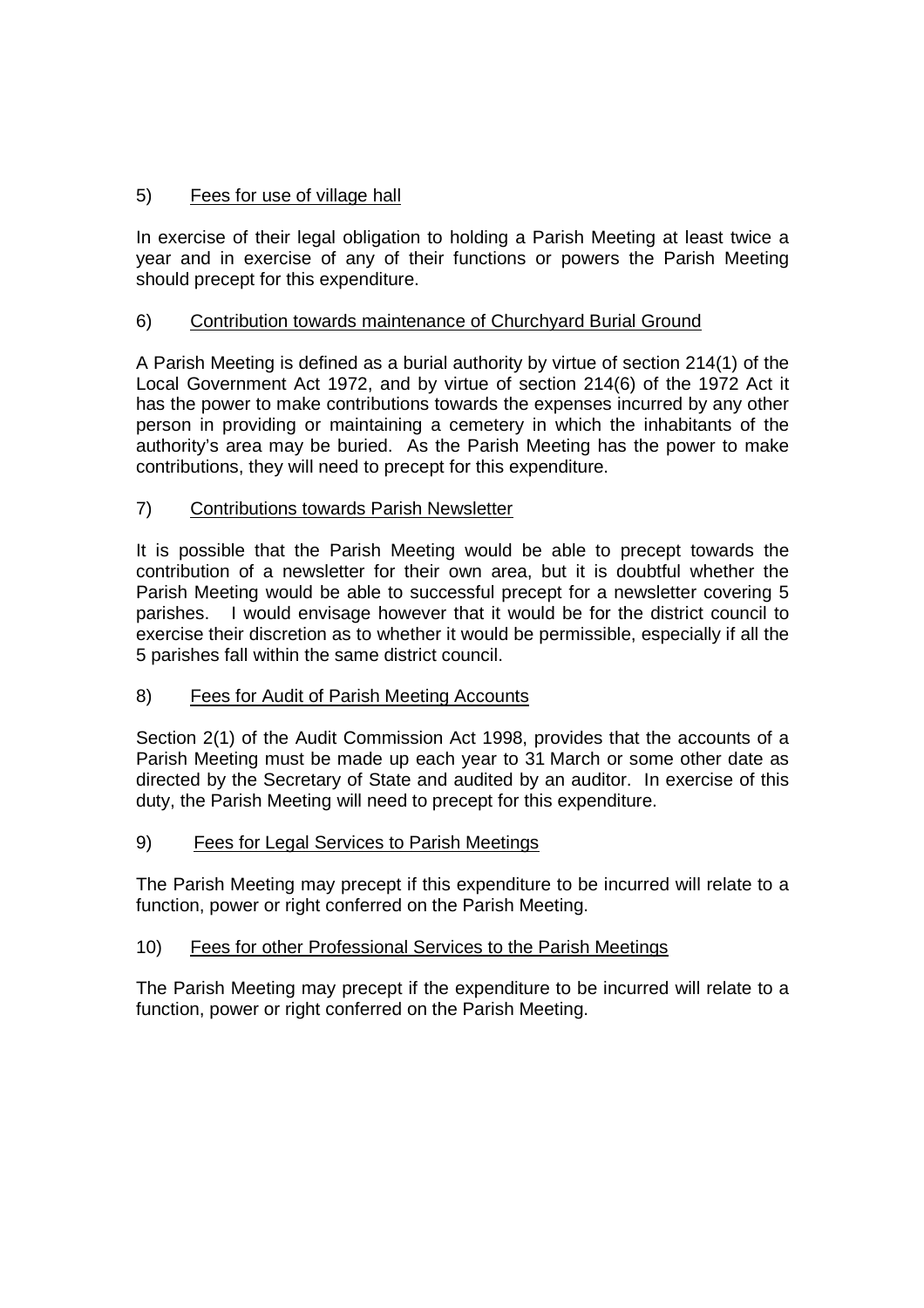5) <u>Fees for use of village hall</u>

In exercise of their legal obligation to holding a Parish Meeting at least twice a year and in exercise of any of their functions or powers the Parish Meeting should precept for this expenditure.

6) <u>Contribution towards maintenance of Churchyard Burial Ground</u>

A Parish Meeting is defined as a burial authority by virtue of section 214(1) of the Local Government Act 1972, and by virtue of section 214(6) of the 1972 Act it has the power to make contributions towards the expenses incurred by any other person in providing or maintaining a cemetery in which the inhabitants of the authority's area may be buried. As the Parish Meeting has the power to make contributions, they will need to precept for this expenditure.

7) <u>Contributions towards Parish Newsletter</u>

It is possible that the Parish Meeting would be able to precept towards the contribution of a newsletter for their own area, but it is doubtful whether the Parish Meeting would be able to successful precept for a newsletter covering 5 parishes. I would envisage however that it would be for the district council to exercise their discretion as to whether it would be permissible, especially if all the 5 parishes fall within the same district council.

8) <u>Fees for Audit of Parish Meeting Accounts</u>

Section 2(1) of the Audit Commission Act 1998, provides that the accounts of a Parish Meeting must be made up each year to 31 March or some other date as directed by the Secretary of State and audited by an auditor. In exercise of this duty, the Parish Meeting will need to precept for this expenditure.

9) <u>Fees for Legal Services to Parish Meetings</u>

The Parish Meeting may precept if this expenditure to be incurred will relate to a function, power or right conferred on the Parish Meeting.

10) <u>Fees for other Professional Services to the Parish Meetings</u>

The Parish Meeting may precept if the expenditure to be incurred will relate to a function, power or right conferred on the Parish Meeting.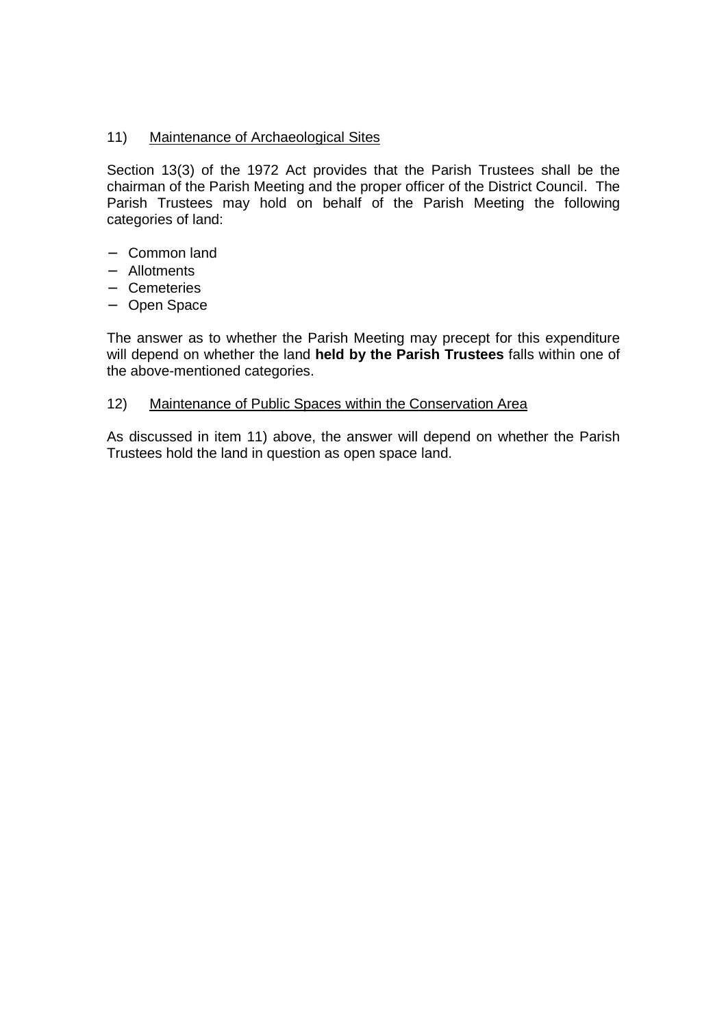11) <u>Maintenance of Archaeological Sites</u>

Section 13(3) of the 1972 Act provides that the Parish Trustees shall be the chairman of the Parish Meeting and the proper officer of the District Council. The Parish Trustees may hold on behalf of the Parish Meeting the following categories of land:

- Common land
- Allotments
- Cemeteries
- Open Space

The answer as to whether the Parish Meeting may precept for this expenditure will depend on whether the land **held by the Parish Trustees** falls within one of the above-mentioned categories.

12) <u>Maintenance of Public Spaces within the Conservation Area</u>

As discussed in item 11) above, the answer will depend on whether the Parish Trustees hold the land in question as open space land.